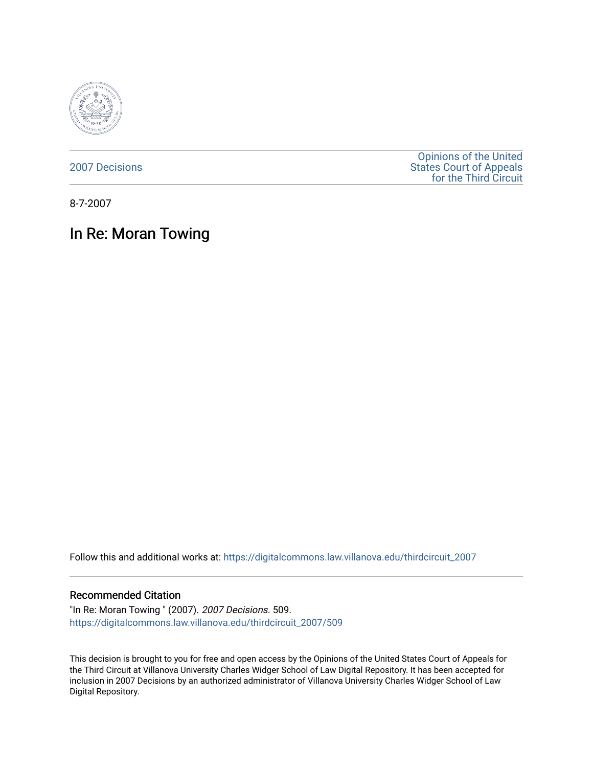2007 Decisions

Opinions of the United States Court of Appeals for the Third Circuit

8-7-2007

# In Re: Moran Towing

Follow this and additional works at: https://digitalcommons.law.villanova.edu/thirdcircuit_2007

## Recommended Citation

"In Re: Moran Towing " (2007). *2007 Decisions*. 509.
https://digitalcommons.law.villanova.edu/thirdcircuit_2007/509

This decision is brought to you for free and open access by the Opinions of the United States Court of Appeals for the Third Circuit at Villanova University Charles Widger School of Law Digital Repository. It has been accepted for inclusion in 2007 Decisions by an authorized administrator of Villanova University Charles Widger School of Law Digital Repository.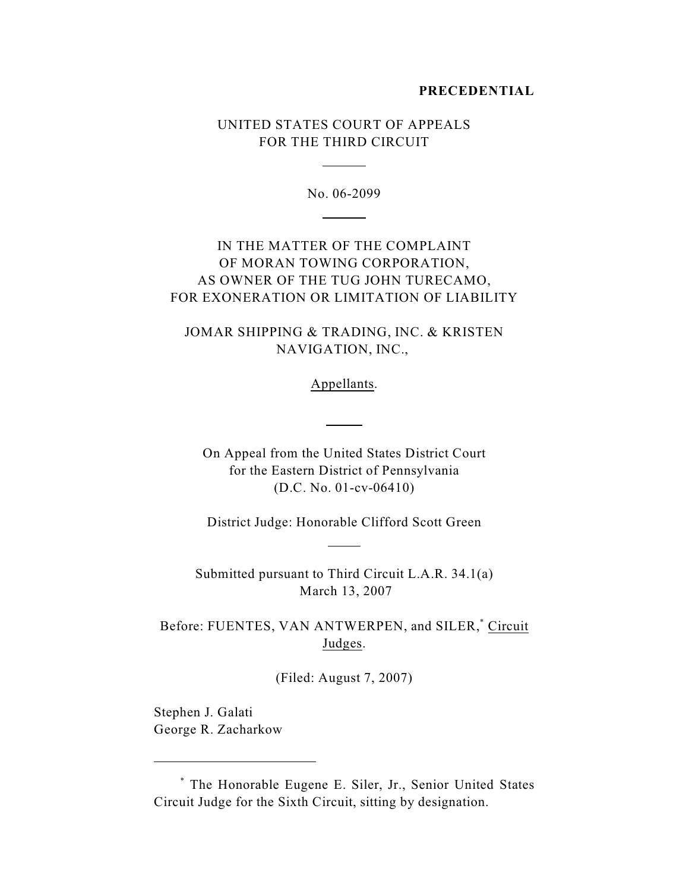**PRECEDENTIAL**

UNITED STATES COURT OF APPEALS
FOR THE THIRD CIRCUIT

No. 06-2099

IN THE MATTER OF THE COMPLAINT
OF MORAN TOWING CORPORATION,
AS OWNER OF THE TUG JOHN TURECAMO,
FOR EXONERATION OR LIMITATION OF LIABILITY

JOMAR SHIPPING & TRADING, INC. & KRISTEN
NAVIGATION, INC.,

Appellants.

On Appeal from the United States District Court
for the Eastern District of Pennsylvania
(D.C. No. 01-cv-06410)

District Judge: Honorable Clifford Scott Green

Submitted pursuant to Third Circuit L.A.R. 34.1(a)
March 13, 2007

Before: FUENTES, VAN ANTWERPEN, and SILER,[*] Circuit Judges.

(Filed: August 7, 2007)

Stephen J. Galati
George R. Zacharkow

---

[*] The Honorable Eugene E. Siler, Jr., Senior United States Circuit Judge for the Sixth Circuit, sitting by designation.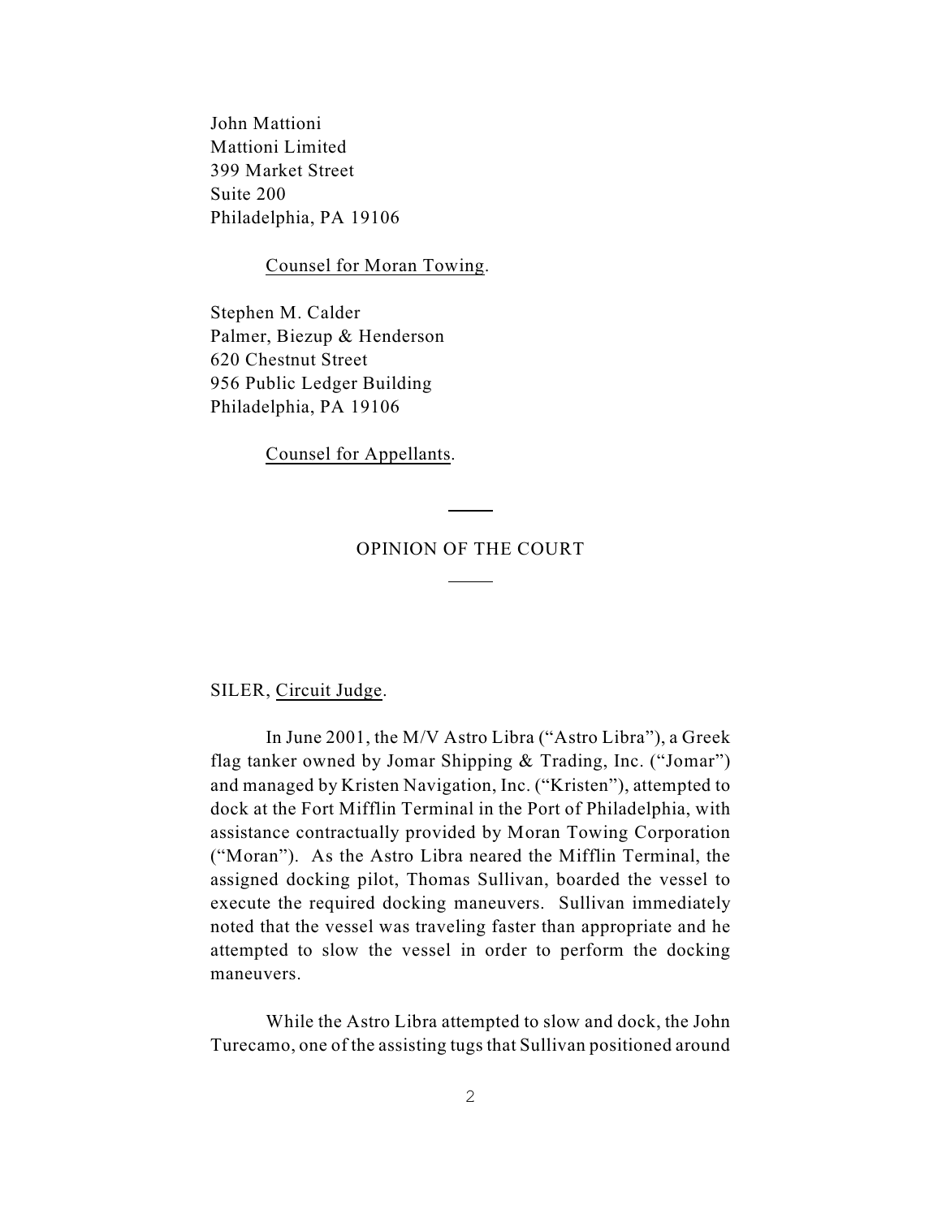John Mattioni
Mattioni Limited
399 Market Street
Suite 200
Philadelphia, PA 19106

Counsel for Moran Towing.

Stephen M. Calder
Palmer, Biezup & Henderson
620 Chestnut Street
956 Public Ledger Building
Philadelphia, PA 19106

Counsel for Appellants.

## OPINION OF THE COURT

SILER, Circuit Judge.

In June 2001, the M/V Astro Libra ("Astro Libra"), a Greek flag tanker owned by Jomar Shipping & Trading, Inc. ("Jomar") and managed by Kristen Navigation, Inc. ("Kristen"), attempted to dock at the Fort Mifflin Terminal in the Port of Philadelphia, with assistance contractually provided by Moran Towing Corporation ("Moran"). As the Astro Libra neared the Mifflin Terminal, the assigned docking pilot, Thomas Sullivan, boarded the vessel to execute the required docking maneuvers. Sullivan immediately noted that the vessel was traveling faster than appropriate and he attempted to slow the vessel in order to perform the docking maneuvers.

While the Astro Libra attempted to slow and dock, the John Turecamo, one of the assisting tugs that Sullivan positioned around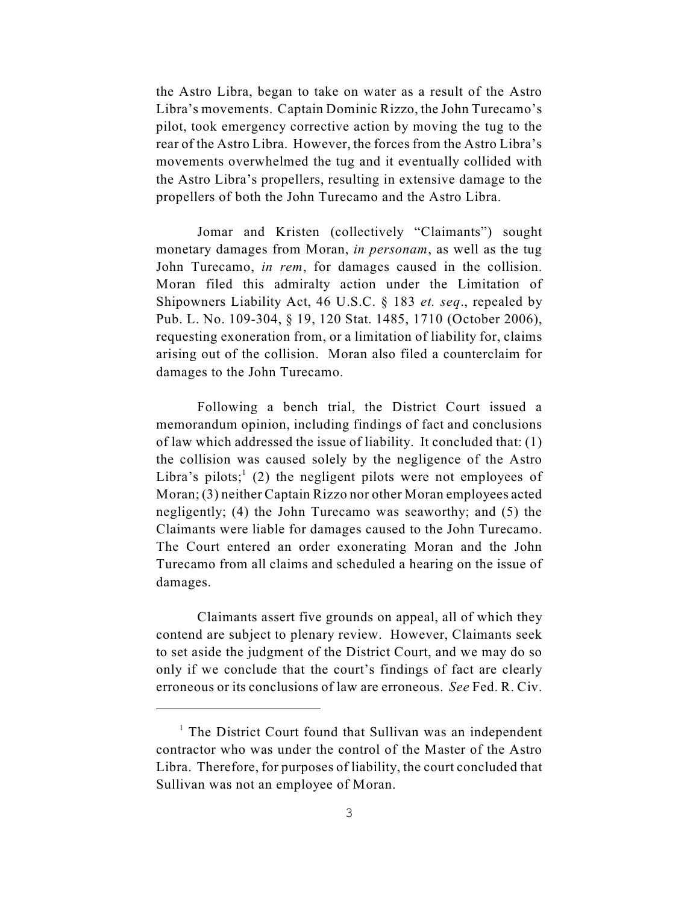the Astro Libra, began to take on water as a result of the Astro Libra's movements. Captain Dominic Rizzo, the John Turecamo's pilot, took emergency corrective action by moving the tug to the rear of the Astro Libra. However, the forces from the Astro Libra's movements overwhelmed the tug and it eventually collided with the Astro Libra's propellers, resulting in extensive damage to the propellers of both the John Turecamo and the Astro Libra.

Jomar and Kristen (collectively "Claimants") sought monetary damages from Moran, *in personam*, as well as the tug John Turecamo, *in rem*, for damages caused in the collision. Moran filed this admiralty action under the Limitation of Shipowners Liability Act, 46 U.S.C. § 183 *et. seq*., repealed by Pub. L. No. 109-304, § 19, 120 Stat. 1485, 1710 (October 2006), requesting exoneration from, or a limitation of liability for, claims arising out of the collision. Moran also filed a counterclaim for damages to the John Turecamo.

Following a bench trial, the District Court issued a memorandum opinion, including findings of fact and conclusions of law which addressed the issue of liability. It concluded that: (1) the collision was caused solely by the negligence of the Astro Libra's pilots;[1] (2) the negligent pilots were not employees of Moran; (3) neither Captain Rizzo nor other Moran employees acted negligently; (4) the John Turecamo was seaworthy; and (5) the Claimants were liable for damages caused to the John Turecamo. The Court entered an order exonerating Moran and the John Turecamo from all claims and scheduled a hearing on the issue of damages.

Claimants assert five grounds on appeal, all of which they contend are subject to plenary review. However, Claimants seek to set aside the judgment of the District Court, and we may do so only if we conclude that the court's findings of fact are clearly erroneous or its conclusions of law are erroneous. *See* Fed. R. Civ.

---

[1] The District Court found that Sullivan was an independent contractor who was under the control of the Master of the Astro Libra. Therefore, for purposes of liability, the court concluded that Sullivan was not an employee of Moran.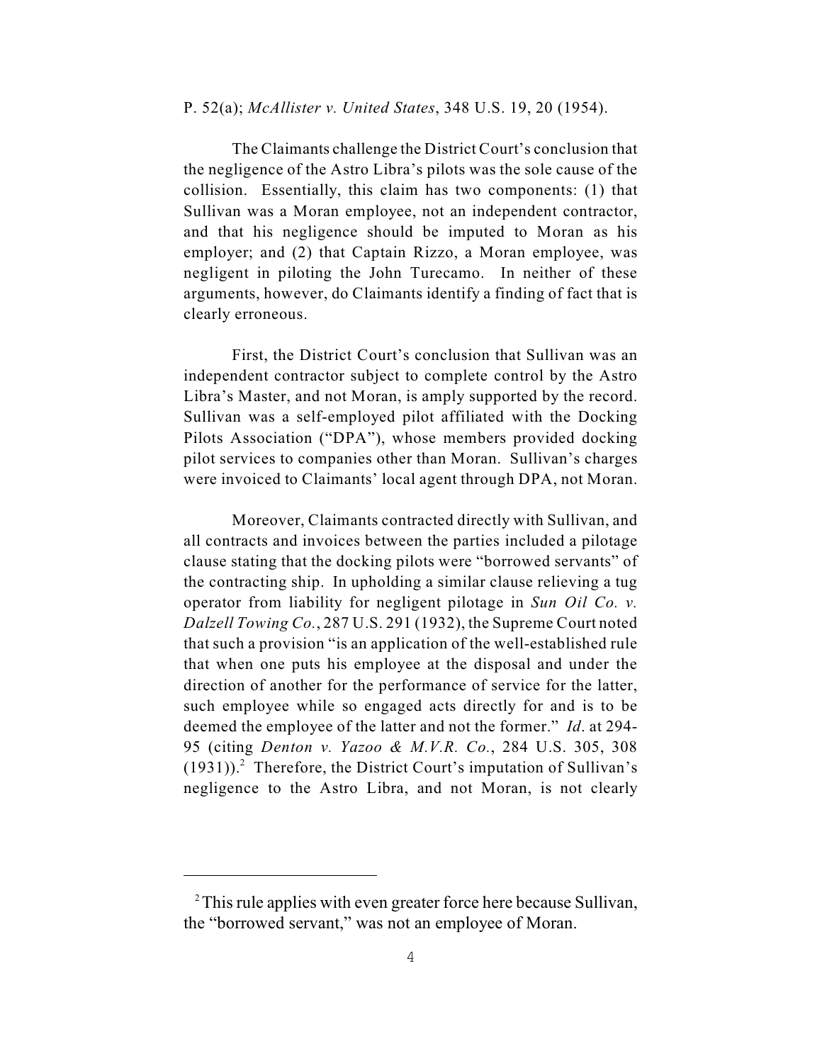P. 52(a); *McAllister v. United States*, 348 U.S. 19, 20 (1954).

The Claimants challenge the District Court's conclusion that the negligence of the Astro Libra's pilots was the sole cause of the collision. Essentially, this claim has two components: (1) that Sullivan was a Moran employee, not an independent contractor, and that his negligence should be imputed to Moran as his employer; and (2) that Captain Rizzo, a Moran employee, was negligent in piloting the John Turecamo. In neither of these arguments, however, do Claimants identify a finding of fact that is clearly erroneous.

First, the District Court's conclusion that Sullivan was an independent contractor subject to complete control by the Astro Libra's Master, and not Moran, is amply supported by the record. Sullivan was a self-employed pilot affiliated with the Docking Pilots Association ("DPA"), whose members provided docking pilot services to companies other than Moran. Sullivan's charges were invoiced to Claimants' local agent through DPA, not Moran.

Moreover, Claimants contracted directly with Sullivan, and all contracts and invoices between the parties included a pilotage clause stating that the docking pilots were "borrowed servants" of the contracting ship. In upholding a similar clause relieving a tug operator from liability for negligent pilotage in *Sun Oil Co. v. Dalzell Towing Co.*, 287 U.S. 291 (1932), the Supreme Court noted that such a provision "is an application of the well-established rule that when one puts his employee at the disposal and under the direction of another for the performance of service for the latter, such employee while so engaged acts directly for and is to be deemed the employee of the latter and not the former." *Id*. at 294-95 (citing *Denton v. Yazoo & M.V.R. Co.*, 284 U.S. 305, 308 (1931)).[2] Therefore, the District Court's imputation of Sullivan's negligence to the Astro Libra, and not Moran, is not clearly

[2] This rule applies with even greater force here because Sullivan, the "borrowed servant," was not an employee of Moran.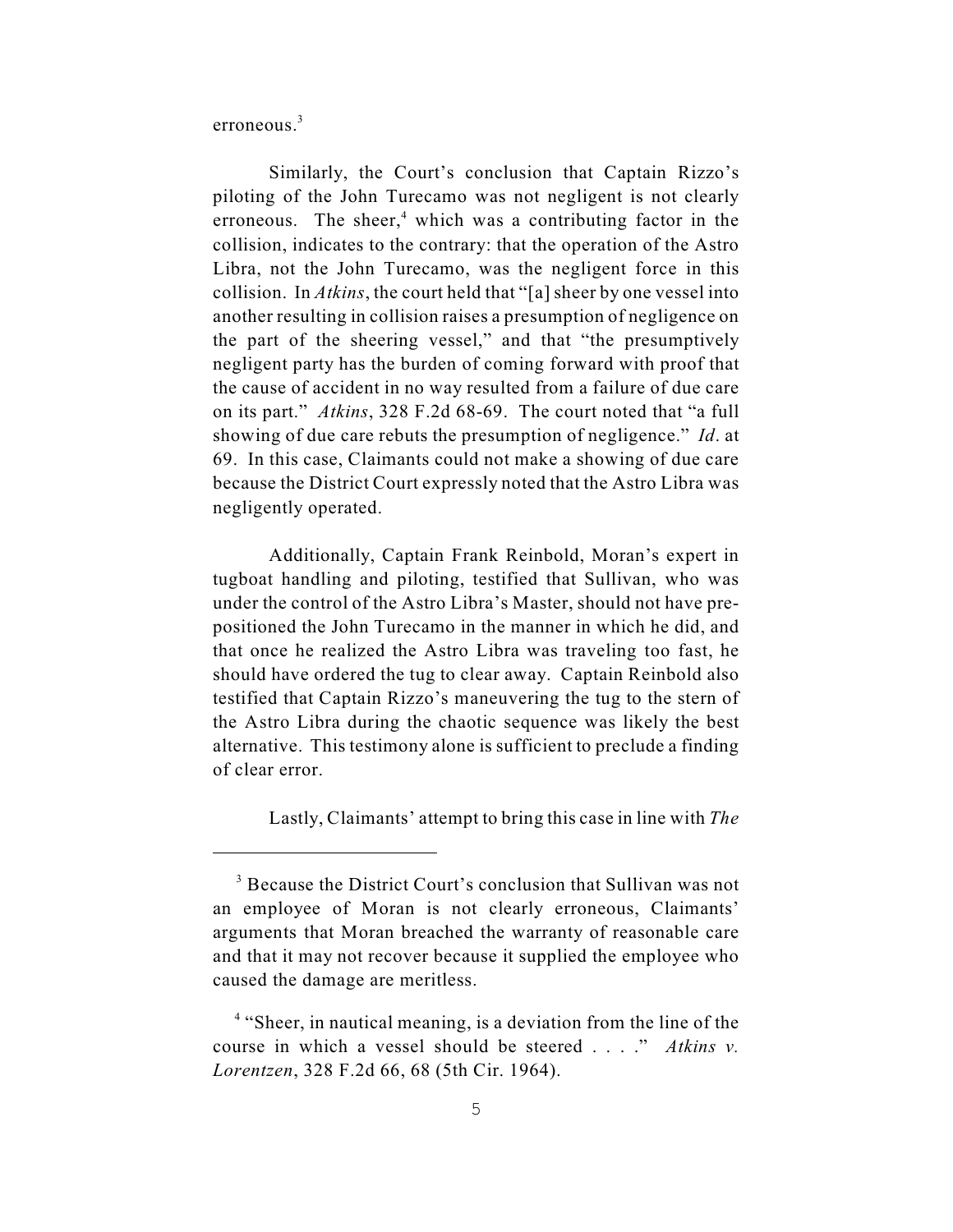erroneous.[3]

Similarly, the Court's conclusion that Captain Rizzo's piloting of the John Turecamo was not negligent is not clearly erroneous. The sheer,[4] which was a contributing factor in the collision, indicates to the contrary: that the operation of the Astro Libra, not the John Turecamo, was the negligent force in this collision. In *Atkins*, the court held that "[a] sheer by one vessel into another resulting in collision raises a presumption of negligence on the part of the sheering vessel," and that "the presumptively negligent party has the burden of coming forward with proof that the cause of accident in no way resulted from a failure of due care on its part." *Atkins*, 328 F.2d 68-69. The court noted that "a full showing of due care rebuts the presumption of negligence." *Id*. at 69. In this case, Claimants could not make a showing of due care because the District Court expressly noted that the Astro Libra was negligently operated.

Additionally, Captain Frank Reinbold, Moran's expert in tugboat handling and piloting, testified that Sullivan, who was under the control of the Astro Libra's Master, should not have pre-positioned the John Turecamo in the manner in which he did, and that once he realized the Astro Libra was traveling too fast, he should have ordered the tug to clear away. Captain Reinbold also testified that Captain Rizzo's maneuvering the tug to the stern of the Astro Libra during the chaotic sequence was likely the best alternative. This testimony alone is sufficient to preclude a finding of clear error.

Lastly, Claimants' attempt to bring this case in line with *The*

---

[3] Because the District Court's conclusion that Sullivan was not an employee of Moran is not clearly erroneous, Claimants' arguments that Moran breached the warranty of reasonable care and that it may not recover because it supplied the employee who caused the damage are meritless.

[4] "Sheer, in nautical meaning, is a deviation from the line of the course in which a vessel should be steered . . . ." *Atkins v. Lorentzen*, 328 F.2d 66, 68 (5th Cir. 1964).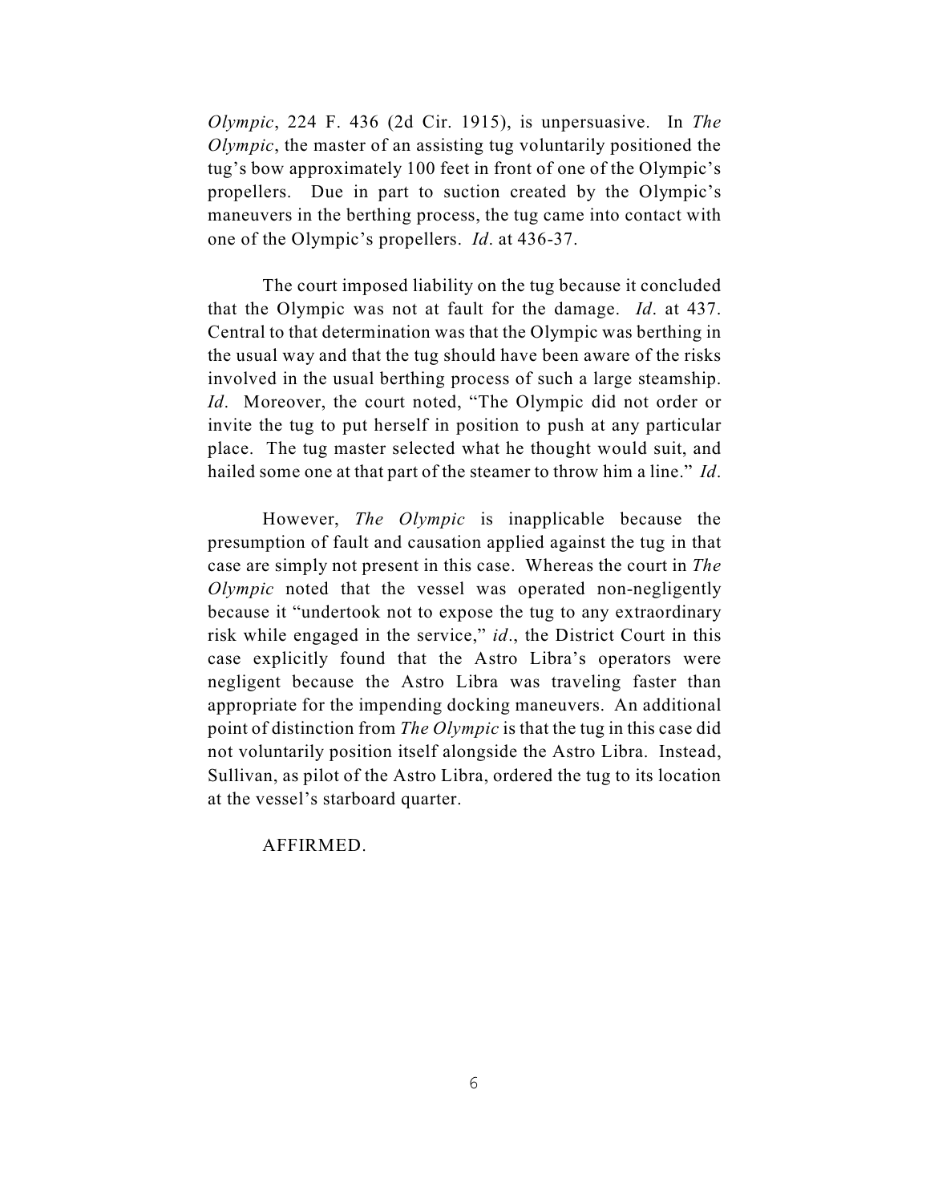*Olympic*, 224 F. 436 (2d Cir. 1915), is unpersuasive. In *The Olympic*, the master of an assisting tug voluntarily positioned the tug's bow approximately 100 feet in front of one of the Olympic's propellers. Due in part to suction created by the Olympic's maneuvers in the berthing process, the tug came into contact with one of the Olympic's propellers. *Id*. at 436-37.

The court imposed liability on the tug because it concluded that the Olympic was not at fault for the damage. *Id*. at 437. Central to that determination was that the Olympic was berthing in the usual way and that the tug should have been aware of the risks involved in the usual berthing process of such a large steamship. *Id*. Moreover, the court noted, "The Olympic did not order or invite the tug to put herself in position to push at any particular place. The tug master selected what he thought would suit, and hailed some one at that part of the steamer to throw him a line." *Id*.

However, *The Olympic* is inapplicable because the presumption of fault and causation applied against the tug in that case are simply not present in this case. Whereas the court in *The Olympic* noted that the vessel was operated non-negligently because it "undertook not to expose the tug to any extraordinary risk while engaged in the service," *id*., the District Court in this case explicitly found that the Astro Libra's operators were negligent because the Astro Libra was traveling faster than appropriate for the impending docking maneuvers. An additional point of distinction from *The Olympic* is that the tug in this case did not voluntarily position itself alongside the Astro Libra. Instead, Sullivan, as pilot of the Astro Libra, ordered the tug to its location at the vessel's starboard quarter.

AFFIRMED.